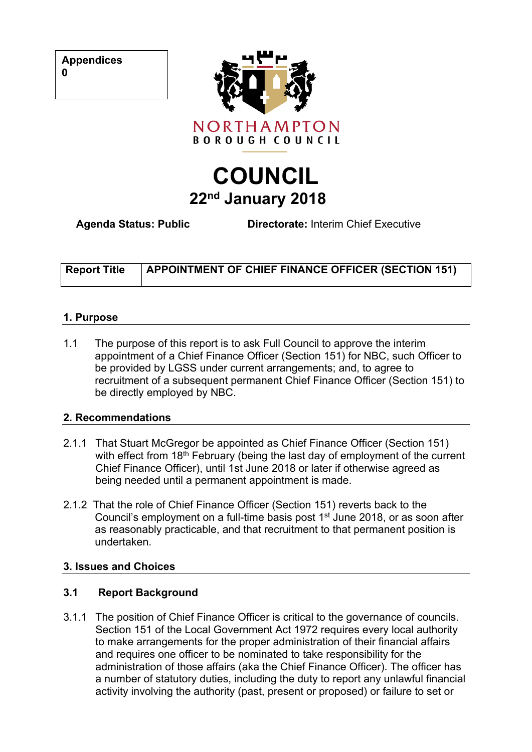| Appendices |
|---|
| 0 |

NORTHAMPTON
BOROUGH COUNCIL

# COUNCIL

## 22nd January 2018

**Agenda Status: Public** **Directorate:** Interim Chief Executive

| Report Title | APPOINTMENT OF CHIEF FINANCE OFFICER (SECTION 151) |
|---|---|

## 1. Purpose

1.1 The purpose of this report is to ask Full Council to approve the interim appointment of a Chief Finance Officer (Section 151) for NBC, such Officer to be provided by LGSS under current arrangements; and, to agree to recruitment of a subsequent permanent Chief Finance Officer (Section 151) to be directly employed by NBC.

## 2. Recommendations

2.1.1 That Stuart McGregor be appointed as Chief Finance Officer (Section 151) with effect from 18th February (being the last day of employment of the current Chief Finance Officer), until 1st June 2018 or later if otherwise agreed as being needed until a permanent appointment is made.

2.1.2 That the role of Chief Finance Officer (Section 151) reverts back to the Council's employment on a full-time basis post 1st June 2018, or as soon after as reasonably practicable, and that recruitment to that permanent position is undertaken.

## 3. Issues and Choices

### 3.1 Report Background

3.1.1 The position of Chief Finance Officer is critical to the governance of councils. Section 151 of the Local Government Act 1972 requires every local authority to make arrangements for the proper administration of their financial affairs and requires one officer to be nominated to take responsibility for the administration of those affairs (aka the Chief Finance Officer). The officer has a number of statutory duties, including the duty to report any unlawful financial activity involving the authority (past, present or proposed) or failure to set or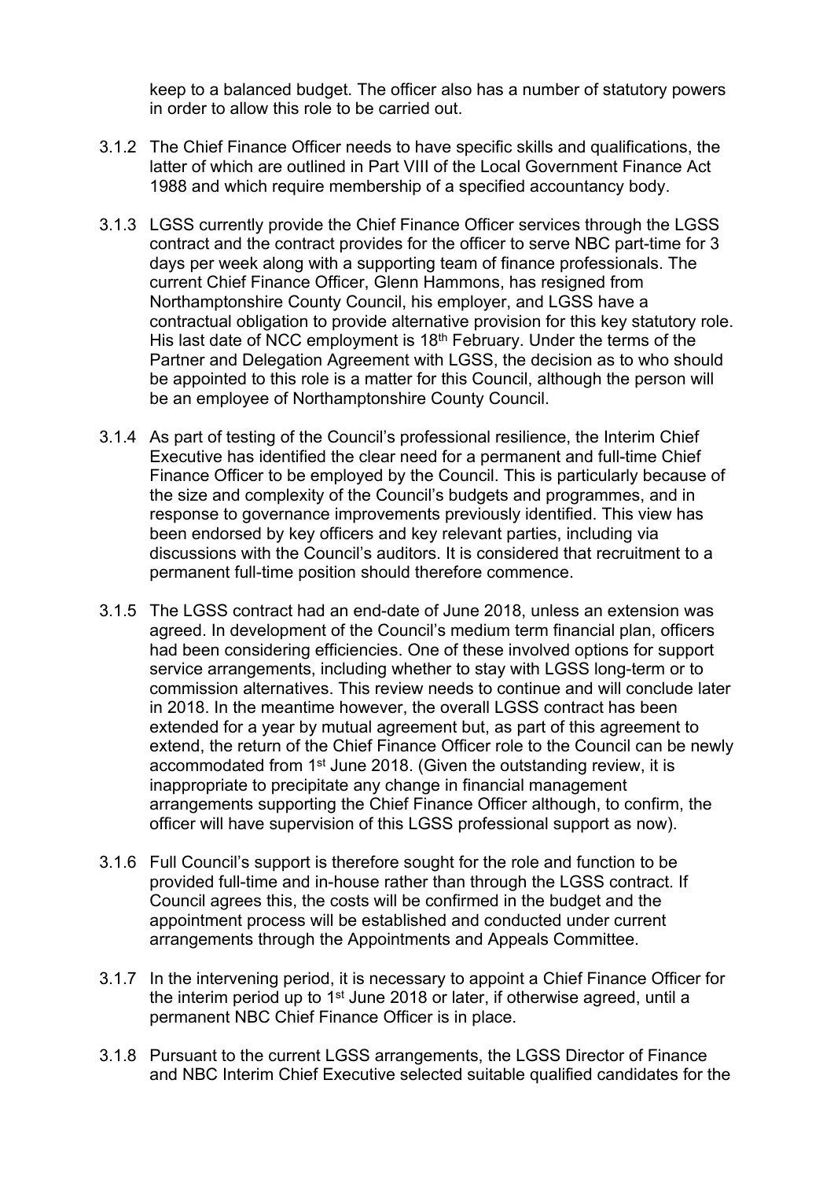keep to a balanced budget. The officer also has a number of statutory powers in order to allow this role to be carried out.

3.1.2 The Chief Finance Officer needs to have specific skills and qualifications, the latter of which are outlined in Part VIII of the Local Government Finance Act 1988 and which require membership of a specified accountancy body.

3.1.3 LGSS currently provide the Chief Finance Officer services through the LGSS contract and the contract provides for the officer to serve NBC part-time for 3 days per week along with a supporting team of finance professionals. The current Chief Finance Officer, Glenn Hammons, has resigned from Northamptonshire County Council, his employer, and LGSS have a contractual obligation to provide alternative provision for this key statutory role. His last date of NCC employment is 18th February. Under the terms of the Partner and Delegation Agreement with LGSS, the decision as to who should be appointed to this role is a matter for this Council, although the person will be an employee of Northamptonshire County Council.

3.1.4 As part of testing of the Council's professional resilience, the Interim Chief Executive has identified the clear need for a permanent and full-time Chief Finance Officer to be employed by the Council. This is particularly because of the size and complexity of the Council's budgets and programmes, and in response to governance improvements previously identified. This view has been endorsed by key officers and key relevant parties, including via discussions with the Council's auditors. It is considered that recruitment to a permanent full-time position should therefore commence.

3.1.5 The LGSS contract had an end-date of June 2018, unless an extension was agreed. In development of the Council's medium term financial plan, officers had been considering efficiencies. One of these involved options for support service arrangements, including whether to stay with LGSS long-term or to commission alternatives. This review needs to continue and will conclude later in 2018. In the meantime however, the overall LGSS contract has been extended for a year by mutual agreement but, as part of this agreement to extend, the return of the Chief Finance Officer role to the Council can be newly accommodated from 1st June 2018. (Given the outstanding review, it is inappropriate to precipitate any change in financial management arrangements supporting the Chief Finance Officer although, to confirm, the officer will have supervision of this LGSS professional support as now).

3.1.6 Full Council's support is therefore sought for the role and function to be provided full-time and in-house rather than through the LGSS contract. If Council agrees this, the costs will be confirmed in the budget and the appointment process will be established and conducted under current arrangements through the Appointments and Appeals Committee.

3.1.7 In the intervening period, it is necessary to appoint a Chief Finance Officer for the interim period up to 1st June 2018 or later, if otherwise agreed, until a permanent NBC Chief Finance Officer is in place.

3.1.8 Pursuant to the current LGSS arrangements, the LGSS Director of Finance and NBC Interim Chief Executive selected suitable qualified candidates for the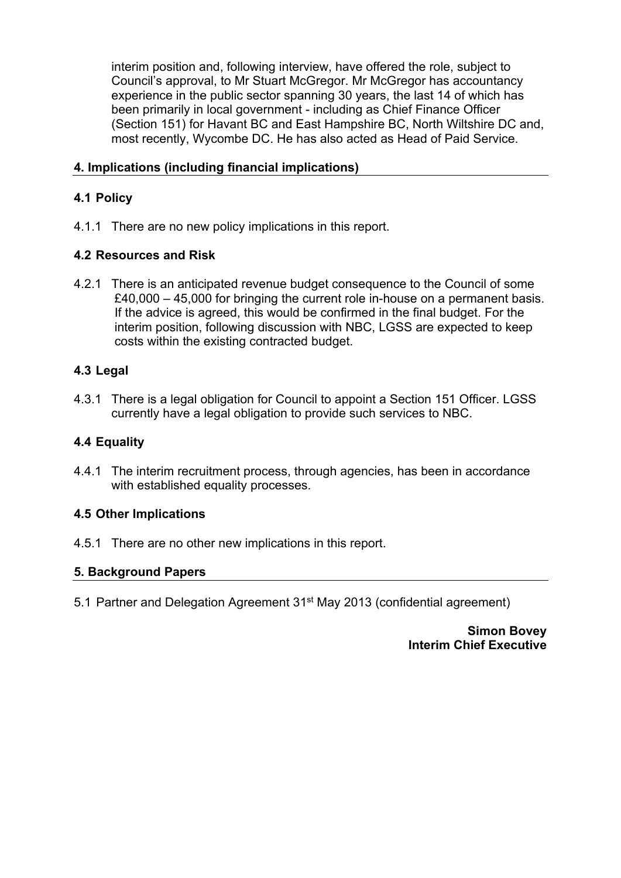interim position and, following interview, have offered the role, subject to Council's approval, to Mr Stuart McGregor. Mr McGregor has accountancy experience in the public sector spanning 30 years, the last 14 of which has been primarily in local government - including as Chief Finance Officer (Section 151) for Havant BC and East Hampshire BC, North Wiltshire DC and, most recently, Wycombe DC. He has also acted as Head of Paid Service.

## 4. Implications (including financial implications)

### 4.1 Policy

4.1.1 There are no new policy implications in this report.

### 4.2 Resources and Risk

4.2.1 There is an anticipated revenue budget consequence to the Council of some £40,000 – 45,000 for bringing the current role in-house on a permanent basis. If the advice is agreed, this would be confirmed in the final budget. For the interim position, following discussion with NBC, LGSS are expected to keep costs within the existing contracted budget.

### 4.3 Legal

4.3.1 There is a legal obligation for Council to appoint a Section 151 Officer. LGSS currently have a legal obligation to provide such services to NBC.

### 4.4 Equality

4.4.1 The interim recruitment process, through agencies, has been in accordance with established equality processes.

### 4.5 Other Implications

4.5.1 There are no other new implications in this report.

## 5. Background Papers

5.1 Partner and Delegation Agreement 31st May 2013 (confidential agreement)

**Simon Bovey**
**Interim Chief Executive**